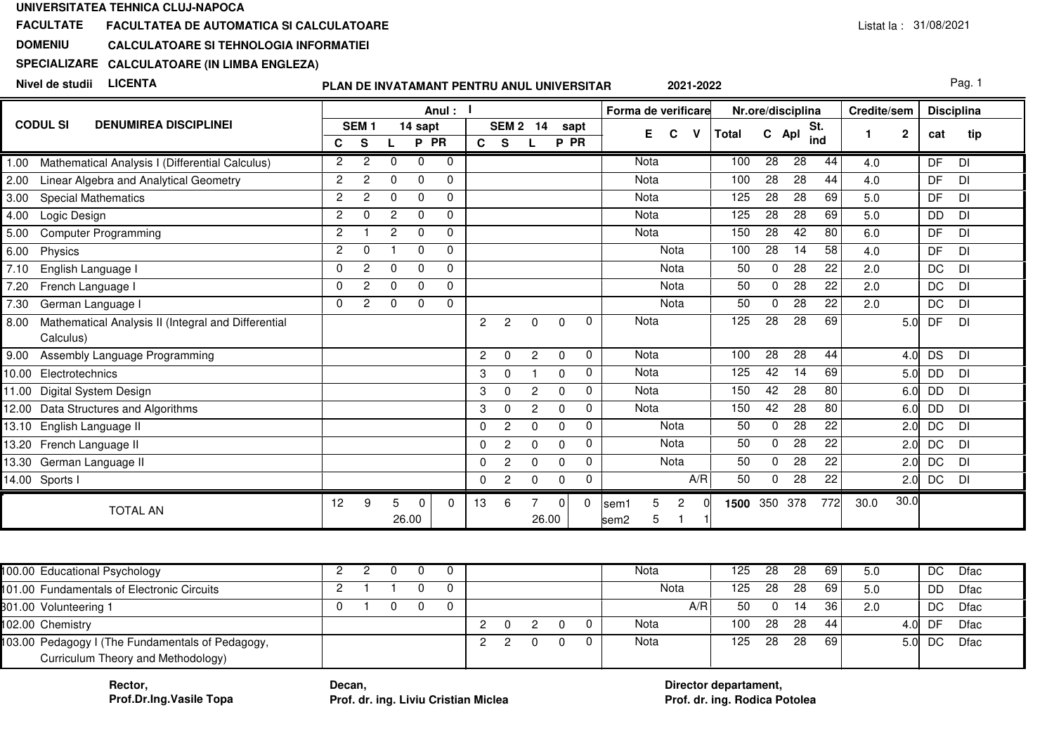**UNIVERSITATEA TEHNICA CLUJ-NAPOCA**

**FACULTATE** FACULTATEA DE AUTOMATICA SI CALCULATOARE

**DOMENIU** CALCULATOARE SI TEHNOLOGIA INFORMATIEI

**SPECIALIZARE** CALCULATOARE (IN LIMBA ENGLEZA)

**Nivel de studii** LICENTA

Listat la : 31/08/2021

## PLAN DE INVATAMANT PENTRU ANUL UNIVERSITAR 2021-2022

| CODUL SI | DENUMIREA DISCIPLINEI | Anul : I | | | | | | | | | | Forma de verificare | | | Nr.ore/disciplina | | | | Credite/sem | | Disciplina | |
|---|---|---|---|---|---|---|---|---|---|---|---|---|---|---|---|---|---|---|---|---|---|---|
| | | SEM 1 14 sapt | | | | | SEM 2 14 sapt | | | | | | | | | | | | | | | |
| | | C | S | L | P | PR | C | S | L | P | PR | E | C | V | Total | C | Apl | St. ind | 1 | 2 | cat | tip |
| 1.00 | Mathematical Analysis I (Differential Calculus) | 2 | 2 | 0 | 0 | 0 | | | | | | Nota | | | 100 | 28 | 28 | 44 | 4.0 | | DF | DI |
| 2.00 | Linear Algebra and Analytical Geometry | 2 | 2 | 0 | 0 | 0 | | | | | | Nota | | | 100 | 28 | 28 | 44 | 4.0 | | DF | DI |
| 3.00 | Special Mathematics | 2 | 2 | 0 | 0 | 0 | | | | | | Nota | | | 125 | 28 | 28 | 69 | 5.0 | | DF | DI |
| 4.00 | Logic Design | 2 | 0 | 2 | 0 | 0 | | | | | | Nota | | | 125 | 28 | 28 | 69 | 5.0 | | DD | DI |
| 5.00 | Computer Programming | 2 | 1 | 2 | 0 | 0 | | | | | | Nota | | | 150 | 28 | 42 | 80 | 6.0 | | DF | DI |
| 6.00 | Physics | 2 | 0 | 1 | 0 | 0 | | | | | | | Nota | | 100 | 28 | 14 | 58 | 4.0 | | DF | DI |
| 7.10 | English Language I | 0 | 2 | 0 | 0 | 0 | | | | | | | Nota | | 50 | 0 | 28 | 22 | 2.0 | | DC | DI |
| 7.20 | French Language I | 0 | 2 | 0 | 0 | 0 | | | | | | | Nota | | 50 | 0 | 28 | 22 | 2.0 | | DC | DI |
| 7.30 | German Language I | 0 | 2 | 0 | 0 | 0 | | | | | | | Nota | | 50 | 0 | 28 | 22 | 2.0 | | DC | DI |
| 8.00 | Mathematical Analysis II (Integral and Differential Calculus) | | | | | | 2 | 2 | 0 | 0 | 0 | Nota | | | 125 | 28 | 28 | 69 | | 5.0 | DF | DI |
| 9.00 | Assembly Language Programming | | | | | | 2 | 0 | 2 | 0 | 0 | Nota | | | 100 | 28 | 28 | 44 | | 4.0 | DS | DI |
| 10.00 | Electrotechnics | | | | | | 3 | 0 | 1 | 0 | 0 | Nota | | | 125 | 42 | 14 | 69 | | 5.0 | DD | DI |
| 11.00 | Digital System Design | | | | | | 3 | 0 | 2 | 0 | 0 | Nota | | | 150 | 42 | 28 | 80 | | 6.0 | DD | DI |
| 12.00 | Data Structures and Algorithms | | | | | | 3 | 0 | 2 | 0 | 0 | Nota | | | 150 | 42 | 28 | 80 | | 6.0 | DD | DI |
| 13.10 | English Language II | | | | | | 0 | 2 | 0 | 0 | 0 | | Nota | | 50 | 0 | 28 | 22 | | 2.0 | DC | DI |
| 13.20 | French Language II | | | | | | 0 | 2 | 0 | 0 | 0 | | Nota | | 50 | 0 | 28 | 22 | | 2.0 | DC | DI |
| 13.30 | German Language II | | | | | | 0 | 2 | 0 | 0 | 0 | | Nota | | 50 | 0 | 28 | 22 | | 2.0 | DC | DI |
| 14.00 | Sports I | | | | | | 0 | 2 | 0 | 0 | 0 | | | A/R | 50 | 0 | 28 | 22 | | 2.0 | DC | DI |
| | TOTAL AN | 12 | 9 | 5 | 0 | 0 | 13 | 6 | 7 | 0 | 0 | sem1 5 | 2 | 0 | 1500 | 350 | 378 | 772 | 30.0 | 30.0 | | |
| | | | | 26.00 | | | | | 26.00 | | | sem2 5 | 1 | 1 | | | | | | | | |

| CODUL SI | DENUMIREA DISCIPLINEI | C | S | L | P | PR | C | S | L | P | PR | E | C | V | Total | C | Apl | St. ind | 1 | 2 | cat | tip |
|---|---|---|---|---|---|---|---|---|---|---|---|---|---|---|---|---|---|---|---|---|---|---|
| 100.00 | Educational Psychology | 2 | 2 | 0 | 0 | 0 | | | | | | Nota | | | 125 | 28 | 28 | 69 | 5.0 | | DC | Dfac |
| 101.00 | Fundamentals of Electronic Circuits | 2 | 1 | 1 | 0 | 0 | | | | | | | Nota | | 125 | 28 | 28 | 69 | 5.0 | | DD | Dfac |
| 301.00 | Volunteering 1 | 0 | 1 | 0 | 0 | 0 | | | | | | | | A/R | 50 | 0 | 14 | 36 | 2.0 | | DC | Dfac |
| 102.00 | Chemistry | | | | | | 2 | 0 | 2 | 0 | 0 | Nota | | | 100 | 28 | 28 | 44 | | 4.0 | DF | Dfac |
| 103.00 | Pedagogy I (The Fundamentals of Pedagogy, Curriculum Theory and Methodology) | | | | | | 2 | 2 | 0 | 0 | 0 | Nota | | | 125 | 28 | 28 | 69 | | 5.0 | DC | Dfac |

**Rector,**
**Prof.Dr.Ing.Vasile Topa**

**Decan,**
**Prof. dr. ing. Liviu Cristian Miclea**

**Director departament,**
**Prof. dr. ing. Rodica Potolea**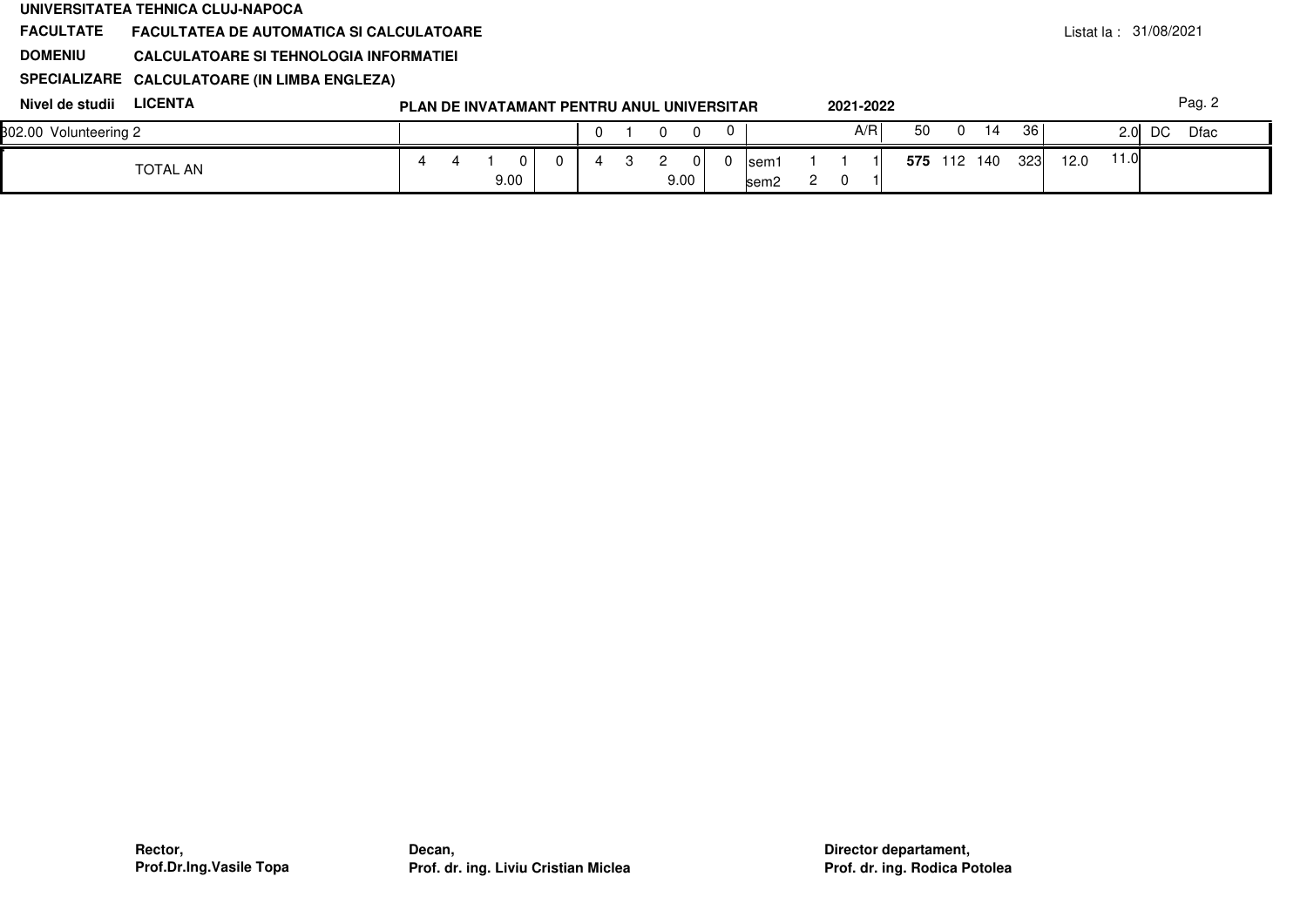UNIVERSITATEA TEHNICA CLUJ-NAPOCA

**FACULTATE** FACULTATEA DE AUTOMATICA SI CALCULATOARE

**DOMENIU** CALCULATOARE SI TEHNOLOGIA INFORMATIEI

**SPECIALIZARE** CALCULATOARE (IN LIMBA ENGLEZA)

**Nivel de studii** LICENTA

**PLAN DE INVATAMANT PENTRU ANUL UNIVERSITAR 2021-2022**

Listat la : 31/08/2021

| | | | | | | | | | | | | | | | | | | | | | | | | |
|---|---|---|---|---|---|---|---|---|---|---|---|---|---|---|---|---|---|---|---|---|---|---|---|---|
| 302.00 Volunteering 2 | | | | | | 0 | 1 | 0 | 0 | 0 | | | | A/R | 50 | 0 | 14 | 36 | | 2.0 | DC | Dfac |
| TOTAL AN | 4 | 4 | 1 | 0<br>9.00 | 0 | 4 | 3 | 2 | 0<br>9.00 | 0 | sem1<br>sem2 | 1<br>2 | 1<br>0 | 1<br>1 | **575** | 112 | 140 | 323 | 12.0 | 11.0 | | |

**Rector,**
**Prof.Dr.Ing.Vasile Topa**

**Decan,**
**Prof. dr. ing. Liviu Cristian Miclea**

**Director departament,**
**Prof. dr. ing. Rodica Potolea**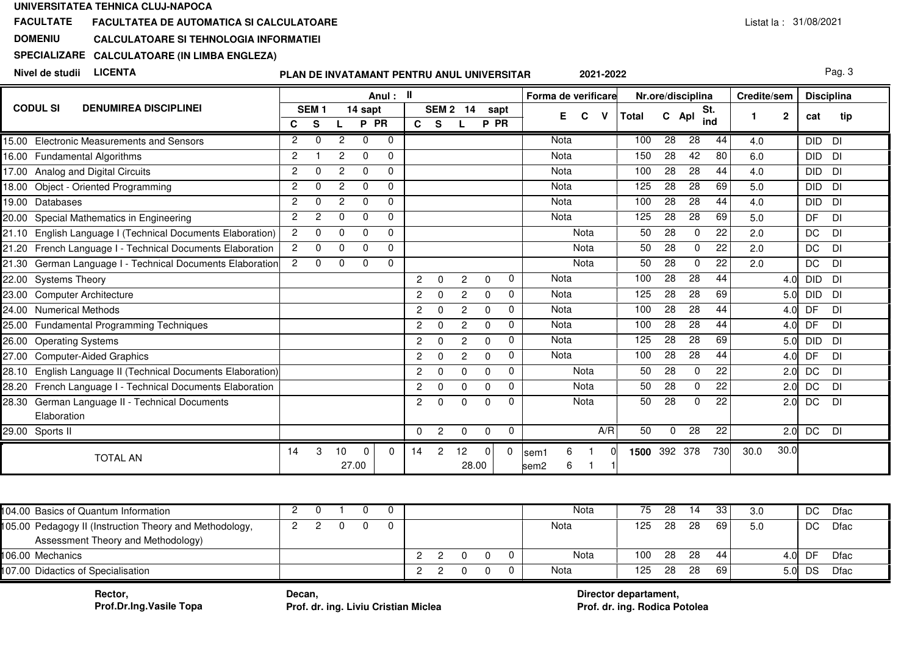**UNIVERSITATEA TEHNICA CLUJ-NAPOCA**

**FACULTATE** FACULTATEA DE AUTOMATICA SI CALCULATOARE

**DOMENIU** CALCULATOARE SI TEHNOLOGIA INFORMATIEI

**SPECIALIZARE** CALCULATOARE (IN LIMBA ENGLEZA)

**Nivel de studii** LICENTA

Listat la : 31/08/2021

**PLAN DE INVATAMANT PENTRU ANUL UNIVERSITAR 2021-2022**

| CODUL SI DENUMIREA DISCIPLINEI | Anul : II SEM 1 14 sapt | | | | | SEM 2 14 sapt | | | | | Forma de verificare | | | Nr.ore/disciplina | | | | Credite/sem | | Disciplina | |
|---|---|---|---|---|---|---|---|---|---|---|---|---|---|---|---|---|---|---|---|---|---|
| | C | S | L | P | PR | C | S | L | P | PR | E | C | V | Total | C | Apl | St. ind | 1 | 2 | cat | tip |
| 15.00 Electronic Measurements and Sensors | 2 | 0 | 2 | 0 | 0 | | | | | | Nota | | | 100 | 28 | 28 | 44 | 4.0 | | DID | DI |
| 16.00 Fundamental Algorithms | 2 | 1 | 2 | 0 | 0 | | | | | | Nota | | | 150 | 28 | 42 | 80 | 6.0 | | DID | DI |
| 17.00 Analog and Digital Circuits | 2 | 0 | 2 | 0 | 0 | | | | | | Nota | | | 100 | 28 | 28 | 44 | 4.0 | | DID | DI |
| 18.00 Object - Oriented Programming | 2 | 0 | 2 | 0 | 0 | | | | | | Nota | | | 125 | 28 | 28 | 69 | 5.0 | | DID | DI |
| 19.00 Databases | 2 | 0 | 2 | 0 | 0 | | | | | | Nota | | | 100 | 28 | 28 | 44 | 4.0 | | DID | DI |
| 20.00 Special Mathematics in Engineering | 2 | 2 | 0 | 0 | 0 | | | | | | Nota | | | 125 | 28 | 28 | 69 | 5.0 | | DF | DI |
| 21.10 English Language I (Technical Documents Elaboration) | 2 | 0 | 0 | 0 | 0 | | | | | | | Nota | | 50 | 28 | 0 | 22 | 2.0 | | DC | DI |
| 21.20 French Language I - Technical Documents Elaboration | 2 | 0 | 0 | 0 | 0 | | | | | | | Nota | | 50 | 28 | 0 | 22 | 2.0 | | DC | DI |
| 21.30 German Language I - Technical Documents Elaboration | 2 | 0 | 0 | 0 | 0 | | | | | | | Nota | | 50 | 28 | 0 | 22 | 2.0 | | DC | DI |
| 22.00 Systems Theory | | | | | | 2 | 0 | 2 | 0 | 0 | Nota | | | 100 | 28 | 28 | 44 | | 4.0 | DID | DI |
| 23.00 Computer Architecture | | | | | | 2 | 0 | 2 | 0 | 0 | Nota | | | 125 | 28 | 28 | 69 | | 5.0 | DID | DI |
| 24.00 Numerical Methods | | | | | | 2 | 0 | 2 | 0 | 0 | Nota | | | 100 | 28 | 28 | 44 | | 4.0 | DF | DI |
| 25.00 Fundamental Programming Techniques | | | | | | 2 | 0 | 2 | 0 | 0 | Nota | | | 100 | 28 | 28 | 44 | | 4.0 | DF | DI |
| 26.00 Operating Systems | | | | | | 2 | 0 | 2 | 0 | 0 | Nota | | | 125 | 28 | 28 | 69 | | 5.0 | DID | DI |
| 27.00 Computer-Aided Graphics | | | | | | 2 | 0 | 2 | 0 | 0 | Nota | | | 100 | 28 | 28 | 44 | | 4.0 | DF | DI |
| 28.10 English Language II (Technical Documents Elaboration) | | | | | | 2 | 0 | 0 | 0 | 0 | | Nota | | 50 | 28 | 0 | 22 | | 2.0 | DC | DI |
| 28.20 French Language I - Technical Documents Elaboration | | | | | | 2 | 0 | 0 | 0 | 0 | | Nota | | 50 | 28 | 0 | 22 | | 2.0 | DC | DI |
| 28.30 German Language II - Technical Documents Elaboration | | | | | | 2 | 0 | 0 | 0 | 0 | | Nota | | 50 | 28 | 0 | 22 | | 2.0 | DC | DI |
| 29.00 Sports II | | | | | | 0 | 2 | 0 | 0 | 0 | | | A/R | 50 | 0 | 28 | 22 | | 2.0 | DC | DI |
| TOTAL AN | 14 | 3 | 10 | 0 (27.00) | 0 | 14 | 2 | 12 | 0 (28.00) | 0 | sem1 6 / sem2 6 | 1 / 1 | 0 / 1 | 1500 | 392 | 378 | 730 | 30.0 | 30.0 | | |

| CODUL SI DENUMIREA DISCIPLINEI | C | S | L | P | PR | C | S | L | P | PR | E | C | V | Total | C | Apl | St. ind | 1 | 2 | cat | tip |
|---|---|---|---|---|---|---|---|---|---|---|---|---|---|---|---|---|---|---|---|---|---|
| 104.00 Basics of Quantum Information | 2 | 0 | 1 | 0 | 0 | | | | | | | Nota | | 75 | 28 | 14 | 33 | 3.0 | | DC | Dfac |
| 105.00 Pedagogy II (Instruction Theory and Methodology, Assessment Theory and Methodology) | 2 | 2 | 0 | 0 | 0 | | | | | | Nota | | | 125 | 28 | 28 | 69 | 5.0 | | DC | Dfac |
| 106.00 Mechanics | | | | | | 2 | 2 | 0 | 0 | 0 | | Nota | | 100 | 28 | 28 | 44 | | 4.0 | DF | Dfac |
| 107.00 Didactics of Specialisation | | | | | | 2 | 2 | 0 | 0 | 0 | Nota | | | 125 | 28 | 28 | 69 | | 5.0 | DS | Dfac |

**Rector,**
**Prof.Dr.Ing.Vasile Topa**

**Decan,**
**Prof. dr. ing. Liviu Cristian Miclea**

**Director departament,**
**Prof. dr. ing. Rodica Potolea**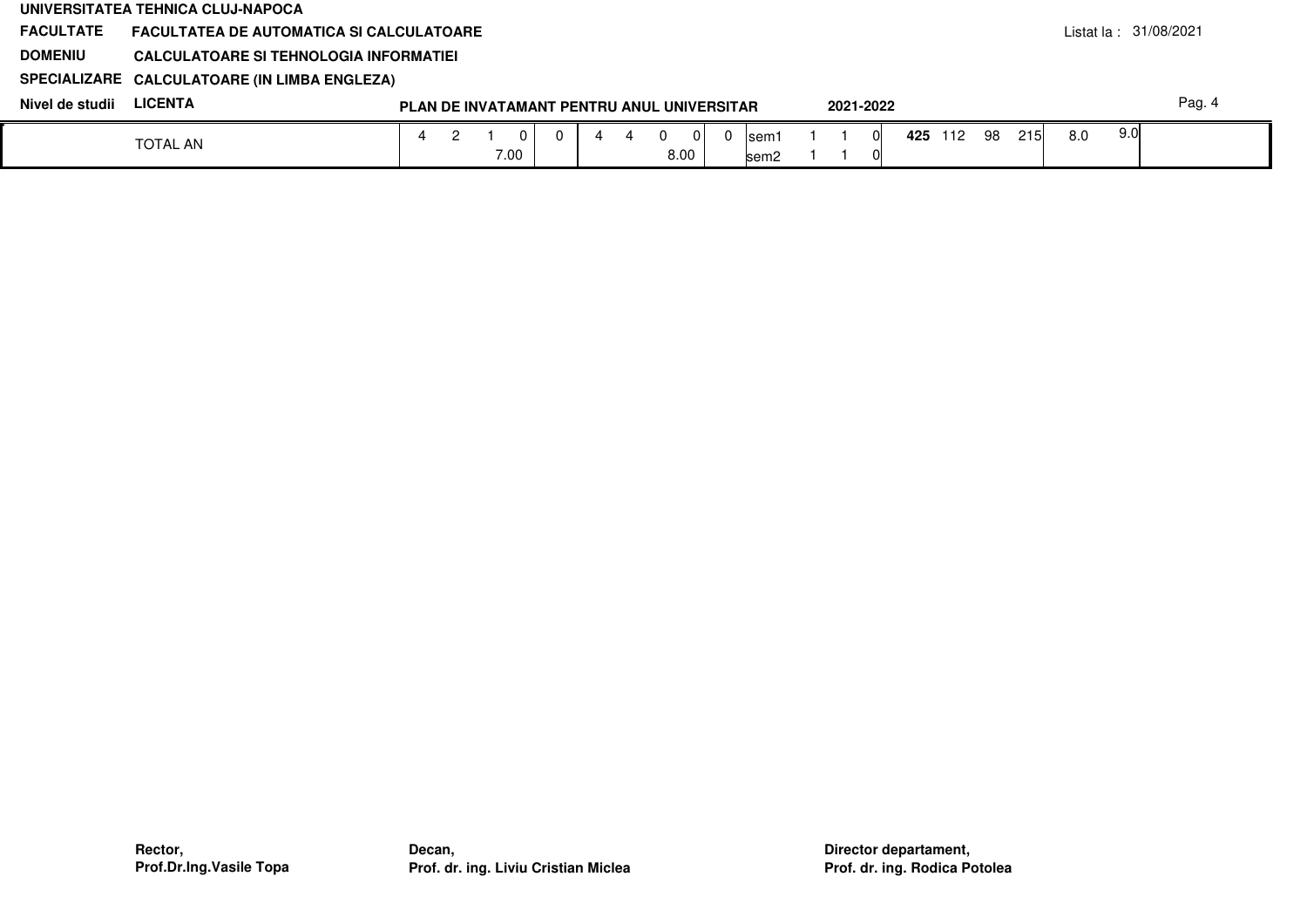UNIVERSITATEA TEHNICA CLUJ-NAPOCA

**FACULTATE** FACULTATEA DE AUTOMATICA SI CALCULATOARE

**DOMENIU** CALCULATOARE SI TEHNOLOGIA INFORMATIEI

**SPECIALIZARE** CALCULATOARE (IN LIMBA ENGLEZA)

**Nivel de studii** LICENTA

**PLAN DE INVATAMANT PENTRU ANUL UNIVERSITAR 2021-2022**

Listat la : 31/08/2021

| | | | | | | | | | | | | | | | | | | | | |
|---|---|---|---|---|---|---|---|---|---|---|---|---|---|---|---|---|---|---|---|---|
| TOTAL AN | 4 | 2 | 1 | 0 | 0 | 4 | 4 | 0 | 0 | 0 | sem1 | 1 | 1 | 0 | **425** | 112 | 98 | 215 | 8.0 | 9.0 |
| | | | 7.00 | | | | | 8.00 | | | sem2 | 1 | 1 | 0 | | | | | | |

**Rector,**
**Prof.Dr.Ing.Vasile Topa**

**Decan,**
**Prof. dr. ing. Liviu Cristian Miclea**

**Director departament,**
**Prof. dr. ing. Rodica Potolea**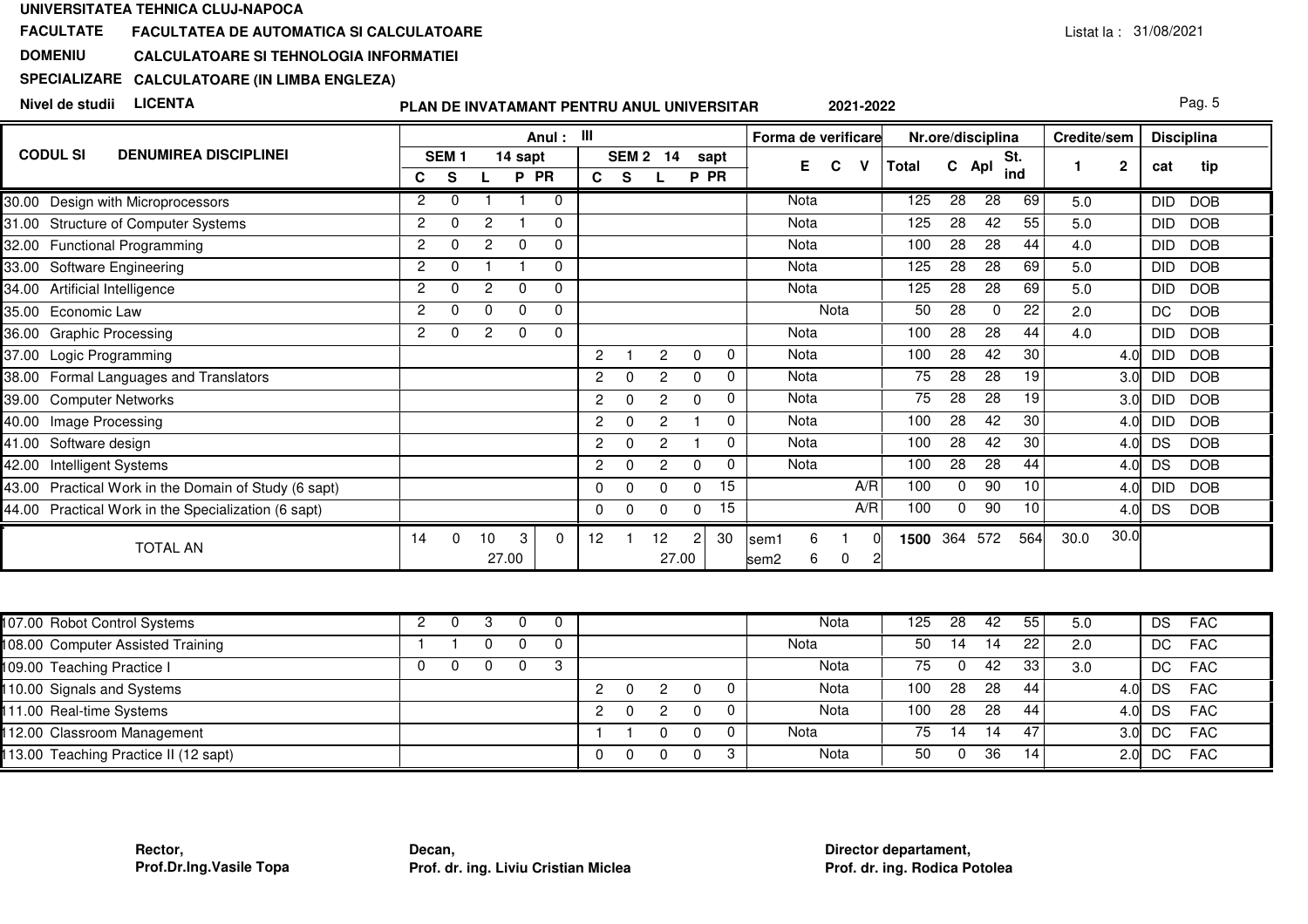UNIVERSITATEA TEHNICA CLUJ-NAPOCA

**FACULTATE** FACULTATEA DE AUTOMATICA SI CALCULATOARE

**DOMENIU** CALCULATOARE SI TEHNOLOGIA INFORMATIEI

**SPECIALIZARE** CALCULATOARE (IN LIMBA ENGLEZA)

**Nivel de studii** LICENTA

Listat la : 31/08/2021

## PLAN DE INVATAMANT PENTRU ANUL UNIVERSITAR 2021-2022

| CODUL SI DENUMIREA DISCIPLINEI | Anul : III | | | | | | | | | | Forma de verificare | | | Nr.ore/disciplina | | | | Credite/sem | | Disciplina | |
|---|---|---|---|---|---|---|---|---|---|---|---|---|---|---|---|---|---|---|---|---|---|
| | SEM 1 14 sapt | | | | | SEM 2 14 sapt | | | | | | | | | | | | | | | |
| | C | S | L | P | PR | C | S | L | P | PR | E | C | V | Total | C | Apl | St. ind | 1 | 2 | cat | tip |
| 30.00 Design with Microprocessors | 2 | 0 | 1 | 1 | 0 | | | | | | Nota | | | 125 | 28 | 28 | 69 | 5.0 | | DID | DOB |
| 31.00 Structure of Computer Systems | 2 | 0 | 2 | 1 | 0 | | | | | | Nota | | | 125 | 28 | 42 | 55 | 5.0 | | DID | DOB |
| 32.00 Functional Programming | 2 | 0 | 2 | 0 | 0 | | | | | | Nota | | | 100 | 28 | 28 | 44 | 4.0 | | DID | DOB |
| 33.00 Software Engineering | 2 | 0 | 1 | 1 | 0 | | | | | | Nota | | | 125 | 28 | 28 | 69 | 5.0 | | DID | DOB |
| 34.00 Artificial Intelligence | 2 | 0 | 2 | 0 | 0 | | | | | | Nota | | | 125 | 28 | 28 | 69 | 5.0 | | DID | DOB |
| 35.00 Economic Law | 2 | 0 | 0 | 0 | 0 | | | | | | | Nota | | 50 | 28 | 0 | 22 | 2.0 | | DC | DOB |
| 36.00 Graphic Processing | 2 | 0 | 2 | 0 | 0 | | | | | | Nota | | | 100 | 28 | 28 | 44 | 4.0 | | DID | DOB |
| 37.00 Logic Programming | | | | | | 2 | 1 | 2 | 0 | 0 | Nota | | | 100 | 28 | 42 | 30 | | 4.0 | DID | DOB |
| 38.00 Formal Languages and Translators | | | | | | 2 | 0 | 2 | 0 | 0 | Nota | | | 75 | 28 | 28 | 19 | | 3.0 | DID | DOB |
| 39.00 Computer Networks | | | | | | 2 | 0 | 2 | 0 | 0 | Nota | | | 75 | 28 | 28 | 19 | | 3.0 | DID | DOB |
| 40.00 Image Processing | | | | | | 2 | 0 | 2 | 1 | 0 | Nota | | | 100 | 28 | 42 | 30 | | 4.0 | DID | DOB |
| 41.00 Software design | | | | | | 2 | 0 | 2 | 1 | 0 | Nota | | | 100 | 28 | 42 | 30 | | 4.0 | DS | DOB |
| 42.00 Intelligent Systems | | | | | | 2 | 0 | 2 | 0 | 0 | Nota | | | 100 | 28 | 28 | 44 | | 4.0 | DS | DOB |
| 43.00 Practical Work in the Domain of Study (6 sapt) | | | | | | 0 | 0 | 0 | 0 | 15 | | | A/R | 100 | 0 | 90 | 10 | | 4.0 | DID | DOB |
| 44.00 Practical Work in the Specialization (6 sapt) | | | | | | 0 | 0 | 0 | 0 | 15 | | | A/R | 100 | 0 | 90 | 10 | | 4.0 | DS | DOB |
| TOTAL AN | 14 | 0 | 10 (27.00) | 3 | 0 | 12 | 1 | 12 (27.00) | 2 | 30 | sem1 6 / sem2 6 | 1 / 0 | 0 / 2 | **1500** | 364 | 572 | 564 | 30.0 | 30.0 | | |

| CODUL SI DENUMIREA DISCIPLINEI | C | S | L | P | PR | C | S | L | P | PR | E | C | V | Total | C | Apl | St. ind | 1 | 2 | cat | tip |
|---|---|---|---|---|---|---|---|---|---|---|---|---|---|---|---|---|---|---|---|---|---|
| 107.00 Robot Control Systems | 2 | 0 | 3 | 0 | 0 | | | | | | | Nota | | 125 | 28 | 42 | 55 | 5.0 | | DS | FAC |
| 108.00 Computer Assisted Training | 1 | 1 | 0 | 0 | 0 | | | | | | Nota | | | 50 | 14 | 14 | 22 | 2.0 | | DC | FAC |
| 109.00 Teaching Practice I | 0 | 0 | 0 | 0 | 3 | | | | | | | Nota | | 75 | 0 | 42 | 33 | 3.0 | | DC | FAC |
| 110.00 Signals and Systems | | | | | | 2 | 0 | 2 | 0 | 0 | | Nota | | 100 | 28 | 28 | 44 | | 4.0 | DS | FAC |
| 111.00 Real-time Systems | | | | | | 2 | 0 | 2 | 0 | 0 | | Nota | | 100 | 28 | 28 | 44 | | 4.0 | DS | FAC |
| 112.00 Classroom Management | | | | | | 1 | 1 | 0 | 0 | 0 | Nota | | | 75 | 14 | 14 | 47 | | 3.0 | DC | FAC |
| 113.00 Teaching Practice II (12 sapt) | | | | | | 0 | 0 | 0 | 0 | 3 | | Nota | | 50 | 0 | 36 | 14 | | 2.0 | DC | FAC |

**Rector,**
**Prof.Dr.Ing.Vasile Topa**

**Decan,**
**Prof. dr. ing. Liviu Cristian Miclea**

**Director departament,**
**Prof. dr. ing. Rodica Potolea**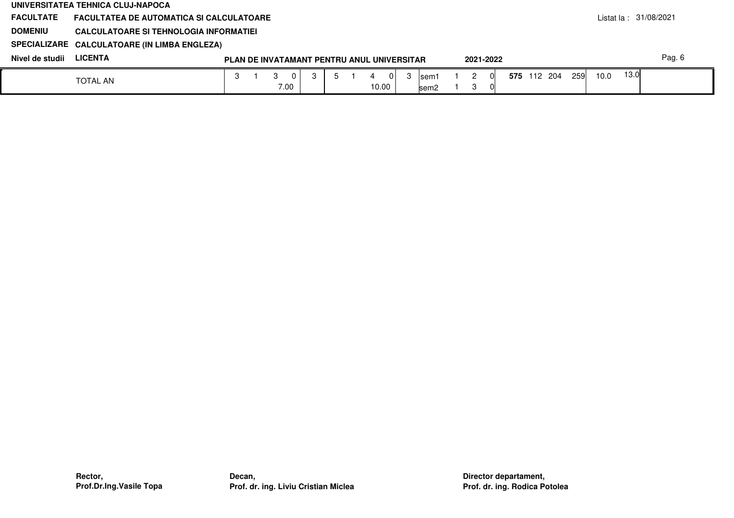UNIVERSITATEA TEHNICA CLUJ-NAPOCA

**FACULTATE** FACULTATEA DE AUTOMATICA SI CALCULATOARE

**DOMENIU** CALCULATOARE SI TEHNOLOGIA INFORMATIEI

**SPECIALIZARE** CALCULATOARE (IN LIMBA ENGLEZA)

**Nivel de studii** LICENTA

Listat la : 31/08/2021

**PLAN DE INVATAMANT PENTRU ANUL UNIVERSITAR 2021-2022**

| | | | | | | | | | | | | | | | | | | | | | |
|---|---|---|---|---|---|---|---|---|---|---|---|---|---|---|---|---|---|---|---|---|---|
| TOTAL AN | 3 | 1 | 3 | 0 | 3 | 5 | 1 | 4 | 0 | 3 | sem1 | 1 | 2 | 0 | **575** | 112 | 204 | 259 | 10.0 | 13.0 | |
| | | | 7.00 | | | | | 10.00 | | | sem2 | 1 | 3 | 0 | | | | | | | |

**Rector,**
**Prof.Dr.Ing.Vasile Topa**

**Decan,**
**Prof. dr. ing. Liviu Cristian Miclea**

**Director departament,**
**Prof. dr. ing. Rodica Potolea**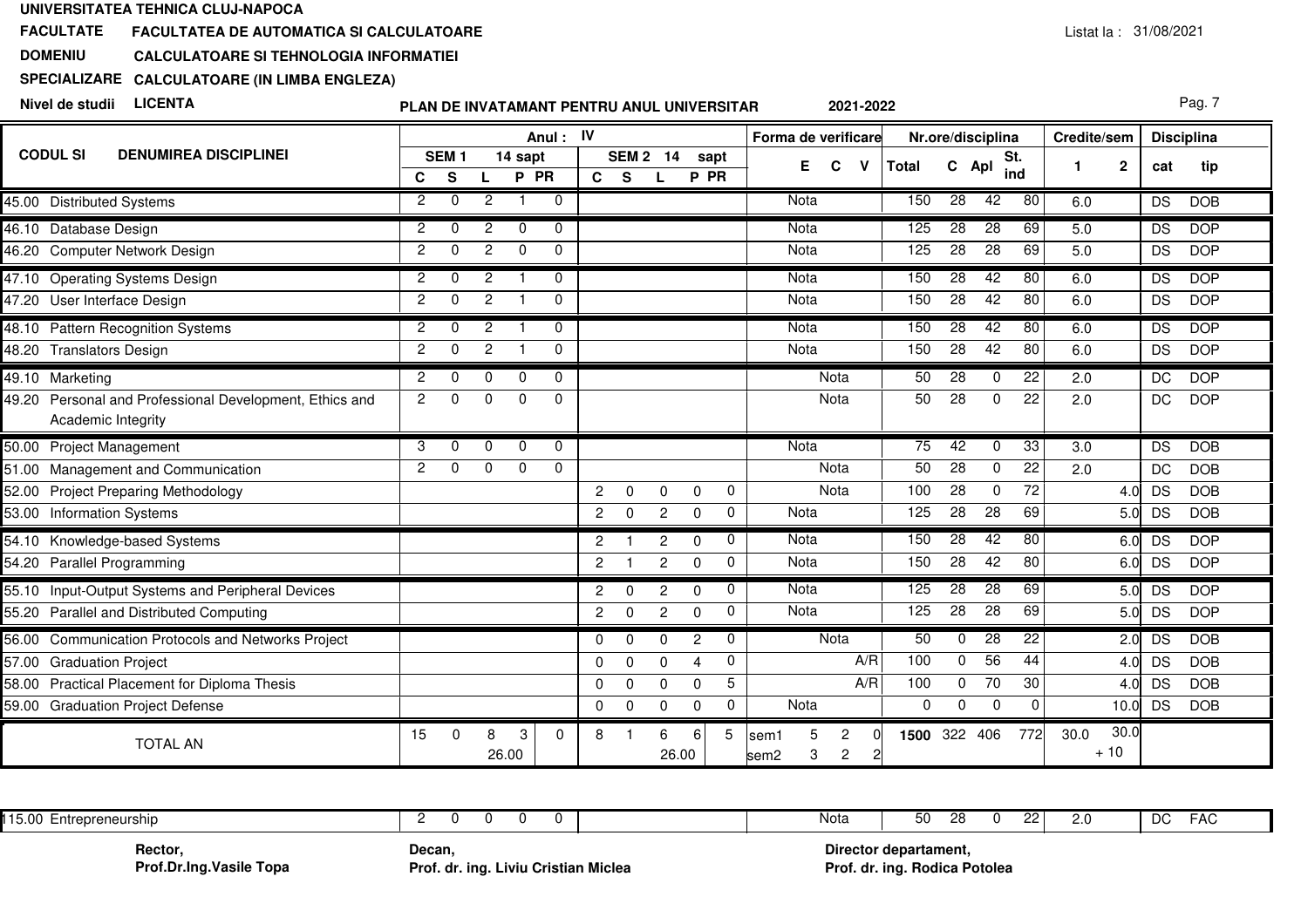UNIVERSITATEA TEHNICA CLUJ-NAPOCA

**FACULTATE** FACULTATEA DE AUTOMATICA SI CALCULATOARE

**DOMENIU** CALCULATOARE SI TEHNOLOGIA INFORMATIEI

**SPECIALIZARE** CALCULATOARE (IN LIMBA ENGLEZA)

**Nivel de studii** LICENTA

Listat la : 31/08/2021

**PLAN DE INVATAMANT PENTRU ANUL UNIVERSITAR 2021-2022**

| CODUL SI DENUMIREA DISCIPLINEI | Anul : IV SEM 1 14 sapt | | | | | SEM 2 14 sapt | | | | | Forma de verificare | | | Nr.ore/disciplina | | | | Credite/sem | | Disciplina | |
|---|---|---|---|---|---|---|---|---|---|---|---|---|---|---|---|---|---|---|---|---|---|
| | C | S | L | P | PR | C | S | L | P | PR | E | C | V | Total | C | Apl | St. ind | 1 | 2 | cat | tip |
| 45.00 Distributed Systems | 2 | 0 | 2 | 1 | 0 | | | | | | Nota | | | 150 | 28 | 42 | 80 | 6.0 | | DS | DOB |
| 46.10 Database Design | 2 | 0 | 2 | 0 | 0 | | | | | | Nota | | | 125 | 28 | 28 | 69 | 5.0 | | DS | DOP |
| 46.20 Computer Network Design | 2 | 0 | 2 | 0 | 0 | | | | | | Nota | | | 125 | 28 | 28 | 69 | 5.0 | | DS | DOP |
| 47.10 Operating Systems Design | 2 | 0 | 2 | 1 | 0 | | | | | | Nota | | | 150 | 28 | 42 | 80 | 6.0 | | DS | DOP |
| 47.20 User Interface Design | 2 | 0 | 2 | 1 | 0 | | | | | | Nota | | | 150 | 28 | 42 | 80 | 6.0 | | DS | DOP |
| 48.10 Pattern Recognition Systems | 2 | 0 | 2 | 1 | 0 | | | | | | Nota | | | 150 | 28 | 42 | 80 | 6.0 | | DS | DOP |
| 48.20 Translators Design | 2 | 0 | 2 | 1 | 0 | | | | | | Nota | | | 150 | 28 | 42 | 80 | 6.0 | | DS | DOP |
| 49.10 Marketing | 2 | 0 | 0 | 0 | 0 | | | | | | | Nota | | 50 | 28 | 0 | 22 | 2.0 | | DC | DOP |
| 49.20 Personal and Professional Development, Ethics and Academic Integrity | 2 | 0 | 0 | 0 | 0 | | | | | | | Nota | | 50 | 28 | 0 | 22 | 2.0 | | DC | DOP |
| 50.00 Project Management | 3 | 0 | 0 | 0 | 0 | | | | | | Nota | | | 75 | 42 | 0 | 33 | 3.0 | | DS | DOB |
| 51.00 Management and Communication | 2 | 0 | 0 | 0 | 0 | | | | | | | Nota | | 50 | 28 | 0 | 22 | 2.0 | | DC | DOB |
| 52.00 Project Preparing Methodology | | | | | | 2 | 0 | 0 | 0 | 0 | | Nota | | 100 | 28 | 0 | 72 | | 4.0 | DS | DOB |
| 53.00 Information Systems | | | | | | 2 | 0 | 2 | 0 | 0 | Nota | | | 125 | 28 | 28 | 69 | | 5.0 | DS | DOB |
| 54.10 Knowledge-based Systems | | | | | | 2 | 1 | 2 | 0 | 0 | Nota | | | 150 | 28 | 42 | 80 | | 6.0 | DS | DOP |
| 54.20 Parallel Programming | | | | | | 2 | 1 | 2 | 0 | 0 | Nota | | | 150 | 28 | 42 | 80 | | 6.0 | DS | DOP |
| 55.10 Input-Output Systems and Peripheral Devices | | | | | | 2 | 0 | 2 | 0 | 0 | Nota | | | 125 | 28 | 28 | 69 | | 5.0 | DS | DOP |
| 55.20 Parallel and Distributed Computing | | | | | | 2 | 0 | 2 | 0 | 0 | Nota | | | 125 | 28 | 28 | 69 | | 5.0 | DS | DOP |
| 56.00 Communication Protocols and Networks Project | | | | | | 0 | 0 | 0 | 2 | 0 | | Nota | | 50 | 0 | 28 | 22 | | 2.0 | DS | DOB |
| 57.00 Graduation Project | | | | | | 0 | 0 | 0 | 4 | 0 | | | A/R | 100 | 0 | 56 | 44 | | 4.0 | DS | DOB |
| 58.00 Practical Placement for Diploma Thesis | | | | | | 0 | 0 | 0 | 0 | 5 | | | A/R | 100 | 0 | 70 | 30 | | 4.0 | DS | DOB |
| 59.00 Graduation Project Defense | | | | | | 0 | 0 | 0 | 0 | 0 | Nota | | | 0 | 0 | 0 | 0 | | 10.0 | DS | DOB |
| TOTAL AN | 15 | 0 | 8 | 3 | 0 | 8 | 1 | 6 | 6 | 5 | sem1 5 | 2 | 0 | 1500 | 322 | 406 | 772 | 30.0 | 30.0 + 10 | | |
| | | | 26.00 | | | | | 26.00 | | | sem2 3 | 2 | 2 | | | | | | | | |

| CODUL SI DENUMIREA DISCIPLINEI | C | S | L | P | PR | C | S | L | P | PR | E | C | V | Total | C | Apl | St. ind | 1 | 2 | cat | tip |
|---|---|---|---|---|---|---|---|---|---|---|---|---|---|---|---|---|---|---|---|---|---|
| 115.00 Entrepreneurship | 2 | 0 | 0 | 0 | 0 | | | | | | | Nota | | 50 | 28 | 0 | 22 | 2.0 | | DC | FAC |

**Rector,**
**Prof.Dr.Ing.Vasile Topa**

**Decan,**
**Prof. dr. ing. Liviu Cristian Miclea**

**Director departament,**
**Prof. dr. ing. Rodica Potolea**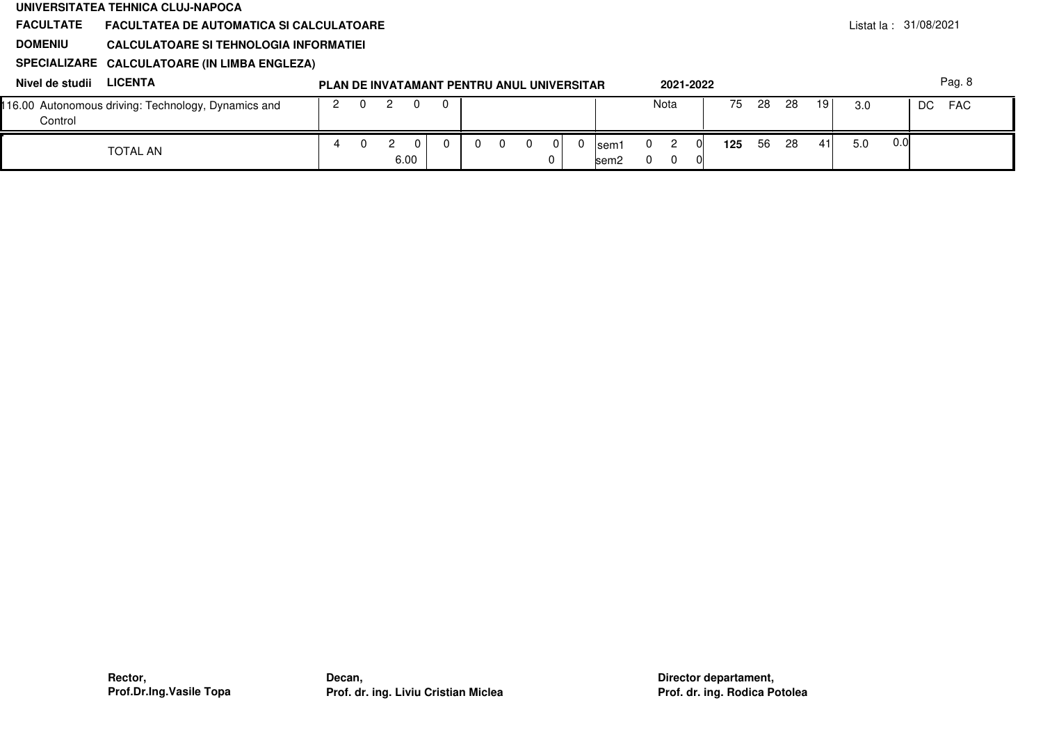UNIVERSITATEA TEHNICA CLUJ-NAPOCA

**FACULTATE** FACULTATEA DE AUTOMATICA SI CALCULATOARE

**DOMENIU** CALCULATOARE SI TEHNOLOGIA INFORMATIEI

**SPECIALIZARE** CALCULATOARE (IN LIMBA ENGLEZA)

**Nivel de studii** LICENTA

**PLAN DE INVATAMANT PENTRU ANUL UNIVERSITAR 2021-2022**

Listat la : 31/08/2021

| | | | | | | | | | | | | | | | | | | | | | |
|---|---|---|---|---|---|---|---|---|---|---|---|---|---|---|---|---|---|---|---|---|---|
| 116.00 Autonomous driving: Technology, Dynamics and Control | 2 | 0 | 2 | 0 | 0 | | | | | | | Nota | | 75 | 28 | 28 | 19 | 3.0 | | DC | FAC |
| TOTAL AN | 4 | 0 | 2 | 0 / 6.00 | 0 | 0 | 0 | 0 | 0 / 0 | 0 | sem1 / sem2 | 0 / 0 | 2 / 0 | 0 / 0 | **125** | 56 | 28 | 41 | 5.0 | 0.0 | |

**Rector,**
**Prof.Dr.Ing.Vasile Topa**

**Decan,**
**Prof. dr. ing. Liviu Cristian Miclea**

**Director departament,**
**Prof. dr. ing. Rodica Potolea**